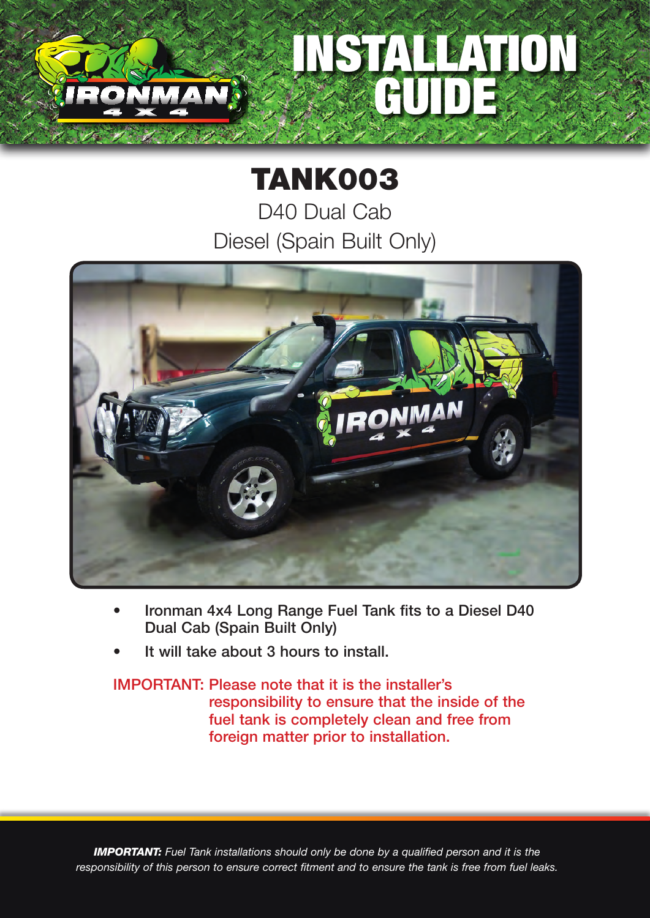# INSTALLATION GUIDE

## TANK003

D40 Dual Cab

Diesel (Spain Built Only)

- **Ironman 4x4 Long Range Fuel Tank fits to a Diesel D40 Dual Cab (Spain Built Only)**
- **It will take about 3 hours to install.**

IMPORTANT: Please note that it is the installer's responsibility to ensure that the inside of the fuel tank is completely clean and free from foreign matter prior to installation.

***IMPORTANT:*** *Fuel Tank installations should only be done by a qualified person and it is the responsibility of this person to ensure correct fitment and to ensure the tank is free from fuel leaks.*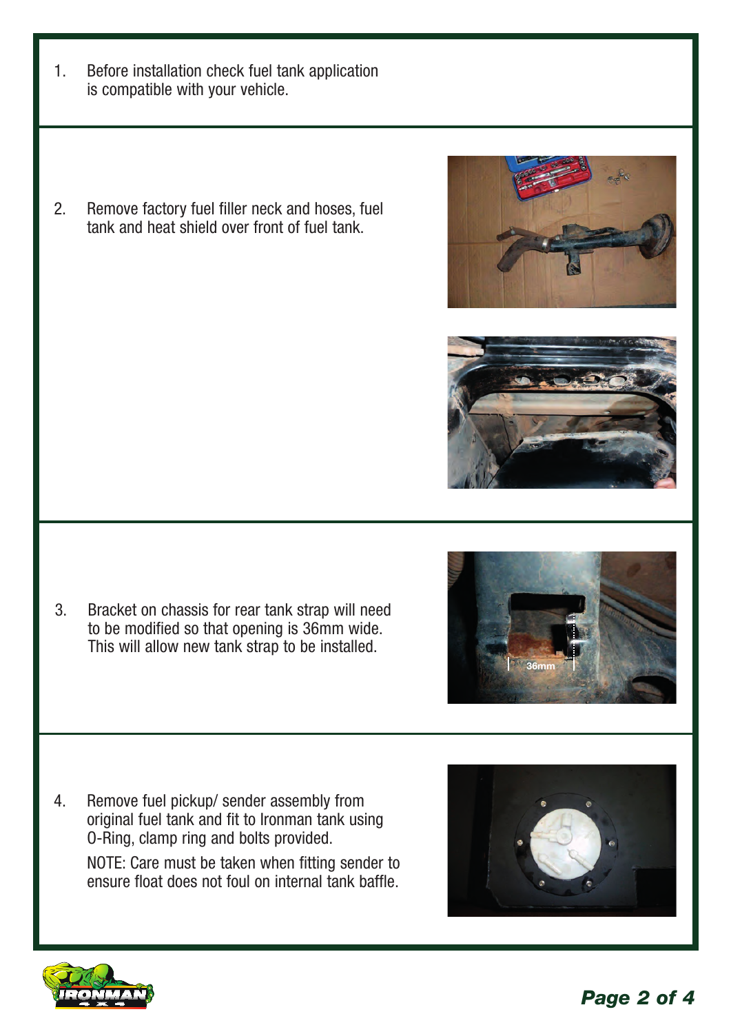1. Before installation check fuel tank application is compatible with your vehicle.

2. Remove factory fuel filler neck and hoses, fuel tank and heat shield over front of fuel tank.

3. Bracket on chassis for rear tank strap will need to be modified so that opening is 36mm wide. This will allow new tank strap to be installed.

4. Remove fuel pickup/ sender assembly from original fuel tank and fit to Ironman tank using O-Ring, clamp ring and bolts provided.

   NOTE: Care must be taken when fitting sender to ensure float does not foul on internal tank baffle.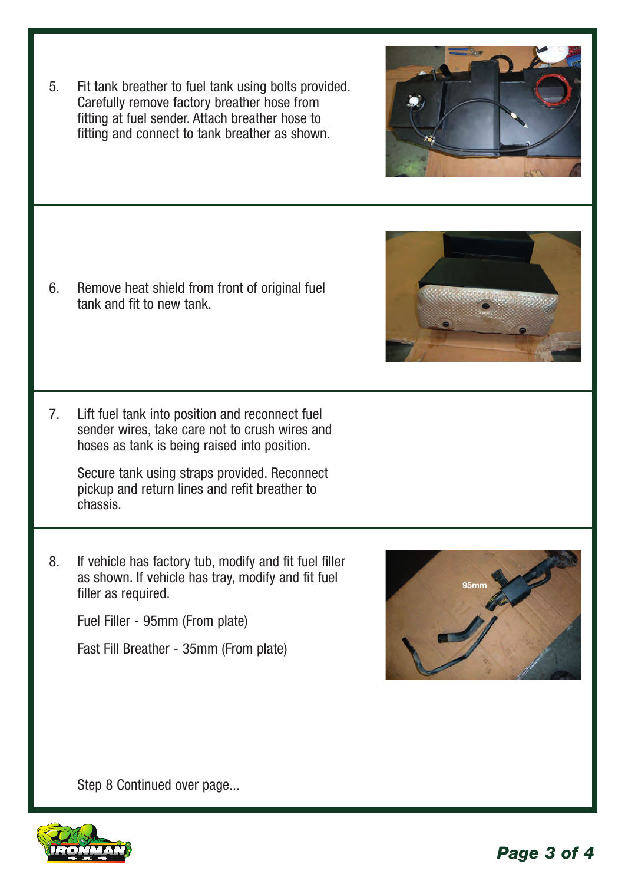5. Fit tank breather to fuel tank using bolts provided. Carefully remove factory breather hose from fitting at fuel sender. Attach breather hose to fitting and connect to tank breather as shown.

6. Remove heat shield from front of original fuel tank and fit to new tank.

7. Lift fuel tank into position and reconnect fuel sender wires, take care not to crush wires and hoses as tank is being raised into position.

   Secure tank using straps provided. Reconnect pickup and return lines and refit breather to chassis.

8. If vehicle has factory tub, modify and fit fuel filler as shown. If vehicle has tray, modify and fit fuel filler as required.

   Fuel Filler - 95mm (From plate)

   Fast Fill Breather - 35mm (From plate)

Step 8 Continued over page...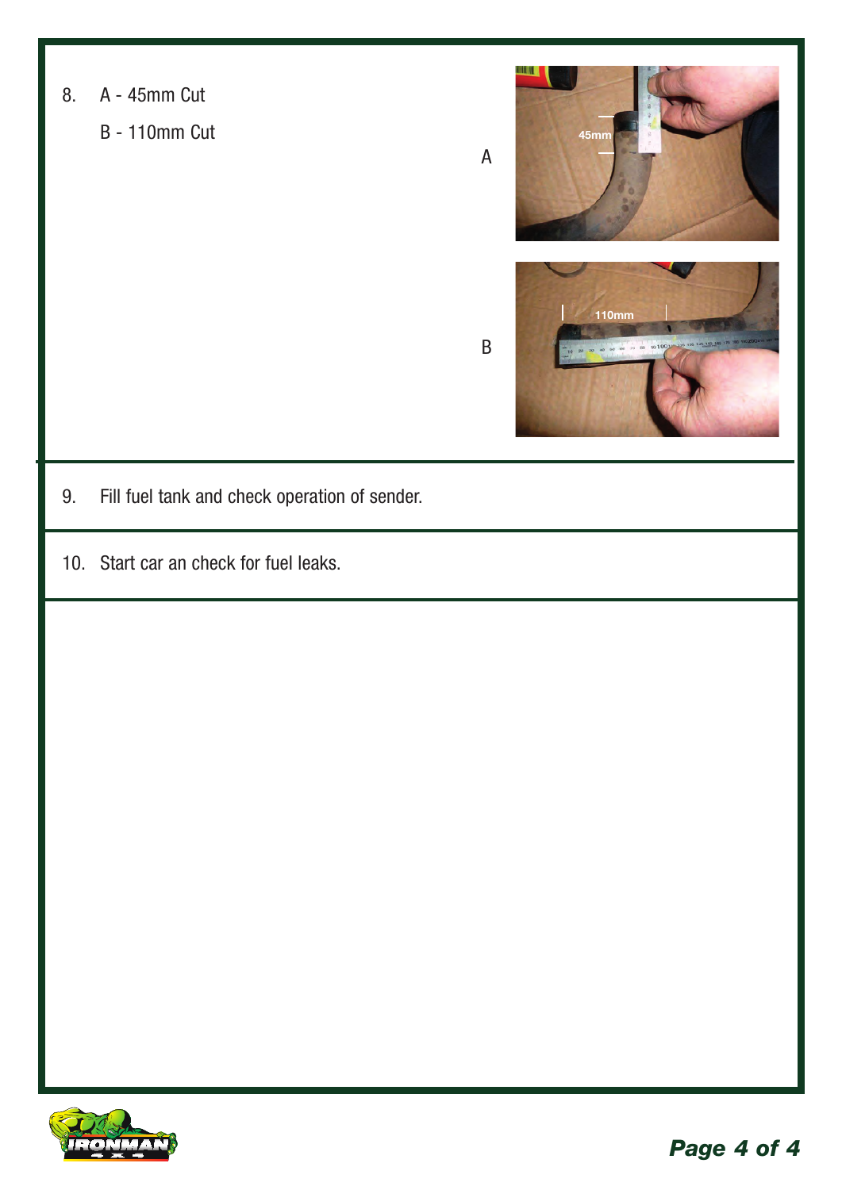8. A - 45mm Cut

   B - 110mm Cut

A

45mm

B

110mm

9. Fill fuel tank and check operation of sender.

10. Start car an check for fuel leaks.